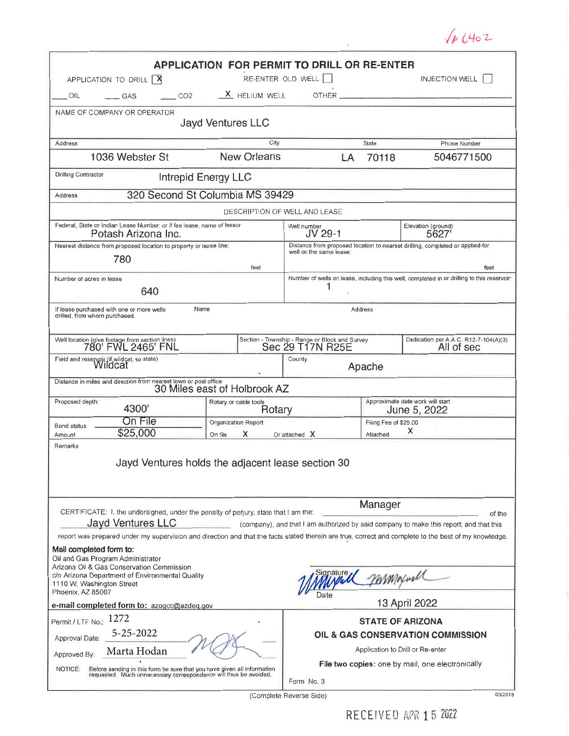√P 6402

# APPLICATION FOR PERMIT TO DRILL OR RE-ENTER

APPLICATION TO DRILL [X] RE-ENTER OLD WELL [ ] INJECTION WELL [ ]

___ OIL ___ GAS ___ $CO_2$ _X_ HELIUM WELL OTHER ___

| | | | |
|---|---|---|---|
| NAME OF COMPANY OR OPERATOR: Jayd Ventures LLC | | | |
| Address: 1036 Webster St | City: New Orleans | State: LA 70118 | Phone Number: 5046771500 |
| Drilling Contractor: Intrepid Energy LLC | | | |
| Address: 320 Second St Columbia MS 39429 | | | |

**DESCRIPTION OF WELL AND LEASE**

| | | |
|---|---|---|
| Federal, State or Indian Lease Number, or if fee lease, name of lessor: Potash Arizona Inc. | Well number: JV 29-1 | Elevation (ground): 5627' |
| Nearest distance from proposed location to property or lease line: 780 feet | Distance from proposed location to nearest drilling, completed or applied-for well on the same lease: feet | |
| Number of acres in lease: 640 | Number of wells on lease, including this well, completed in or drilling to this reservoir: 1 | |
| If lease purchased with one or more wells drilled, from whom purchased. Name: | Address: | |
| Well location (give footage from section lines): 780' FWL 2465' FNL | Section - Township - Range or Block and Survey: Sec 29 T17N R25E | Dedication per A.A.C. R12-7-104(A)(3): All of sec |
| Field and reservoir (if wildcat, so state): Wildcat | County: Apache | |
| Distance in miles and direction from nearest town or post office: 30 Miles east of Holbrook AZ | | |
| Proposed depth: 4300' | Rotary or cable tools: Rotary | Approximate date work will start: June 5, 2022 |
| Bond status: On File; Amount: $25,000 | Organization Report: On file X Or attached X | Filing Fee of $25.00 Attached X |

Remarks: Jayd Ventures holds the adjacent lease section 30

CERTIFICATE: I, the undersigned, under the penalty of perjury, state that I am the: Manager of the Jayd Ventures LLC (company), and that I am authorized by said company to make this report; and that this report was prepared under my supervision and direction and that the facts stated therein are true, correct and complete to the best of my knowledge.

**Mail completed form to:**
Oil and Gas Program Administrator
Arizona Oil & Gas Conservation Commission
c/o Arizona Department of Environmental Quality
1110 W. Washington Street
Phoenix, AZ 85007

**e-mail completed form to:** azogcc@azdeq.gov

Signature: [signature]
Date: 13 April 2022

Permit / LTF No.: 1272
Approval Date: 5-25-2022
Approved By: Marta Hodan [signature]

NOTICE: Before sending in this form be sure that you have given all information requested. Much unnecessary correspondence will thus be avoided.

**STATE OF ARIZONA**
**OIL & GAS CONSERVATION COMMISSION**
Application to Drill or Re-enter
**File two copies:** one by mail, one electronically
Form No. 3

(Complete Reverse Side)

03/2018

RECEIVED APR 15 2022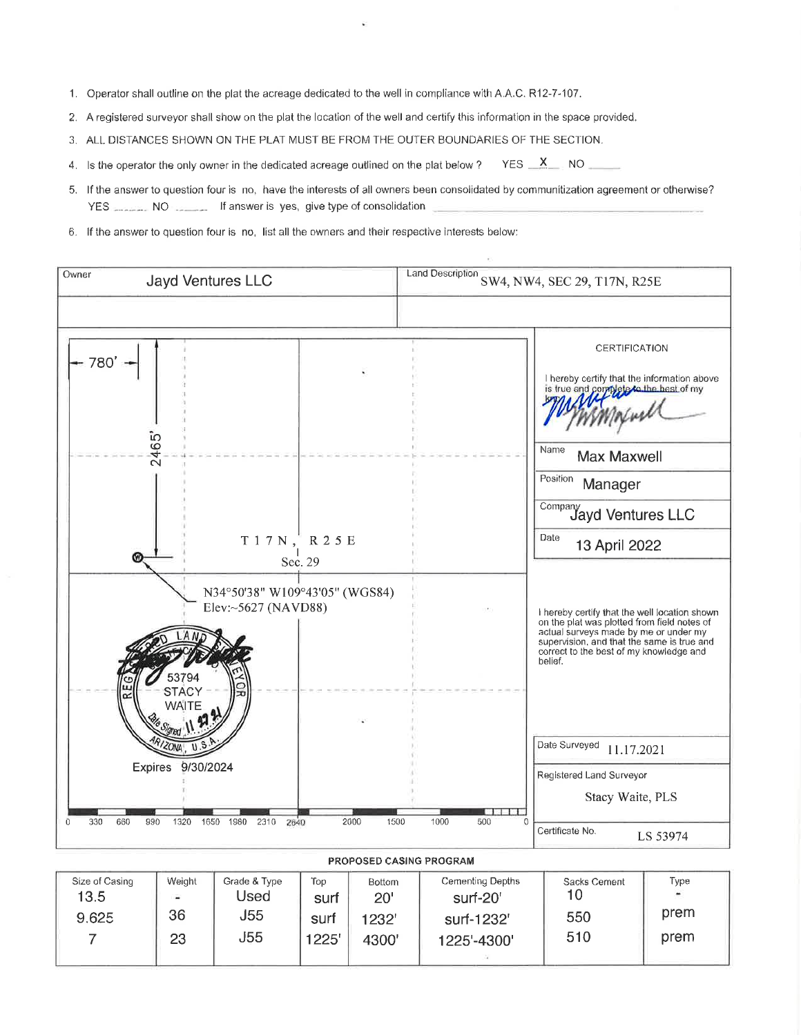1. Operator shall outline on the plat the acreage dedicated to the well in compliance with A.A.C. R12-7-107.
2. A registered surveyor shall show on the plat the location of the well and certify this information in the space provided.
3. ALL DISTANCES SHOWN ON THE PLAT MUST BE FROM THE OUTER BOUNDARIES OF THE SECTION.
4. Is the operator the only owner in the dedicated acreage outlined on the plat below ? YES X NO ____
5. If the answer to question four is no, have the interests of all owners been consolidated by communitization agreement or otherwise? YES ____ NO ____ If answer is yes, give type of consolidation ____
6. If the answer to question four is no, list all the owners and their respective interests below:

| Owner | Land Description |
|---|---|
| Jayd Ventures LLC | SW4, NW4, SEC 29, T17N, R25E |
| | |

780'

2465'

T 1 7 N , R 2 5 E
Sec. 29

N34°50'38" W109°43'05" (WGS84)
Elev:~5627 (NAVD88)

REGISTERED LAND SURVEYOR
CERTIFICATE
53794
STACY WAITE
Date Signed 11.17.21
ARIZONA, U.S.A.

Expires 9/30/2024

0 330 660 990 1320 1650 1980 2310 2640 2000 1500 1000 500 0

**CERTIFICATION**

I hereby certify that the information above is true and complete to the best of my knowledge.

| | |
|---|---|
| Name | Max Maxwell |
| Position | Manager |
| Company | Jayd Ventures LLC |
| Date | 13 April 2022 |

I hereby certify that the well location shown on the plat was plotted from field notes of actual surveys made by me or under my supervision, and that the same is true and correct to the best of my knowledge and belief.

| | |
|---|---|
| Date Surveyed | 11.17.2021 |
| Registered Land Surveyor | Stacy Waite, PLS |
| Certificate No. | LS 53974 |

**PROPOSED CASING PROGRAM**

| Size of Casing | Weight | Grade & Type | Top | Bottom | Cementing Depths | Sacks Cement | Type |
|---|---|---|---|---|---|---|---|
| 13.5 | - | Used | surf | 20' | surf-20' | 10 | - |
| 9.625 | 36 | J55 | surf | 1232' | surf-1232' | 550 | prem |
| 7 | 23 | J55 | 1225' | 4300' | 1225'-4300' | 510 | prem |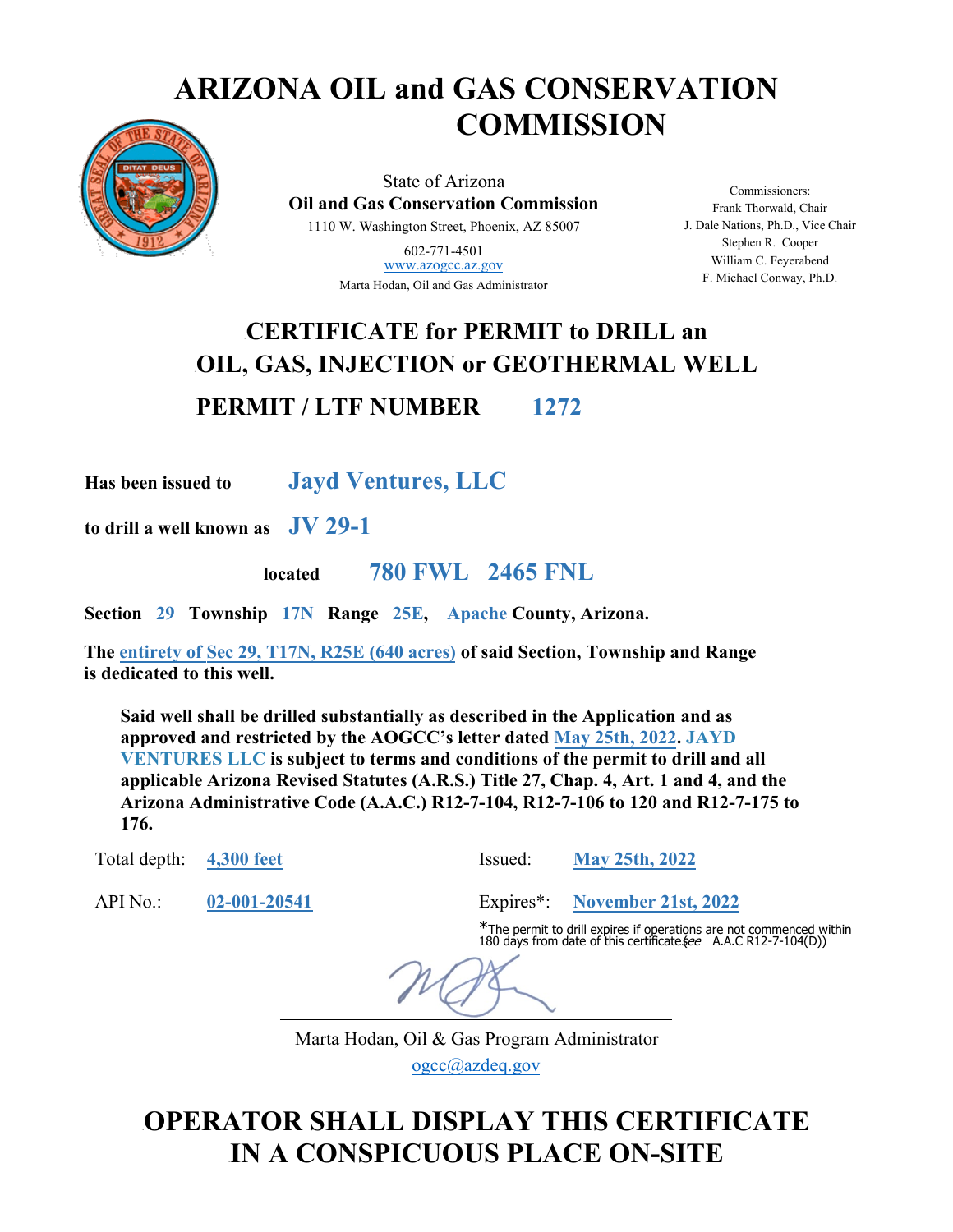# ARIZONA OIL and GAS CONSERVATION COMMISSION

State of Arizona
**Oil and Gas Conservation Commission**
1110 W. Washington Street, Phoenix, AZ 85007
602-771-4501
www.azogcc.az.gov
Marta Hodan, Oil and Gas Administrator

Commissioners:
Frank Thorwald, Chair
J. Dale Nations, Ph.D., Vice Chair
Stephen R. Cooper
William C. Feyerabend
F. Michael Conway, Ph.D.

## CERTIFICATE for PERMIT to DRILL an OIL, GAS, INJECTION or GEOTHERMAL WELL

### PERMIT / LTF NUMBER 1272

**Has been issued to** Jayd Ventures, LLC

**to drill a well known as** JV 29-1

**located** 780 FWL 2465 FNL

**Section** 29 **Township** 17N **Range** 25E, Apache **County, Arizona.**

**The** entirety of Sec 29, T17N, R25E (640 acres) **of said Section, Township and Range is dedicated to this well.**

**Said well shall be drilled substantially as described in the Application and as approved and restricted by the AOGCC's letter dated May 25th, 2022. JAYD VENTURES LLC is subject to terms and conditions of the permit to drill and all applicable Arizona Revised Statutes (A.R.S.) Title 27, Chap. 4, Art. 1 and 4, and the Arizona Administrative Code (A.A.C.) R12-7-104, R12-7-106 to 120 and R12-7-175 to 176.**

Total depth: 4,300 feet

API No.: 02-001-20541

Issued: May 25th, 2022

Expires*: November 21st, 2022

*The permit to drill expires if operations are not commenced within 180 days from date of this certificate (see A.A.C R12-7-104(D))

Marta Hodan, Oil & Gas Program Administrator
ogcc@azdeq.gov

## OPERATOR SHALL DISPLAY THIS CERTIFICATE IN A CONSPICUOUS PLACE ON-SITE